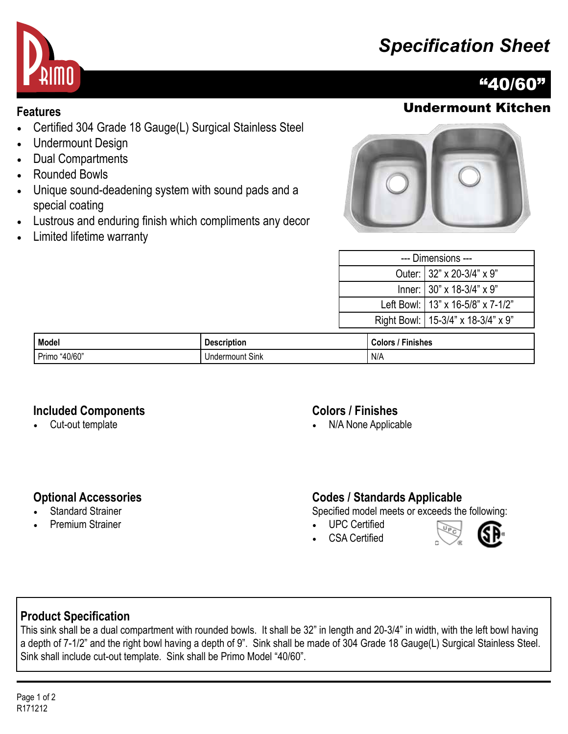# Specification Sheet

## "40/60"

### Undermount Kitchen

### Features

- Certified 304 Grade 18 Gauge(L) Surgical Stainless Steel
- Undermount Design
- Dual Compartments
- Rounded Bowls
- Unique sound-deadening system with sound pads and a special coating
- Lustrous and enduring finish which compliments any decor
- Limited lifetime warranty

| --- Dimensions --- | |
|---|---|
| Outer: | 32" x 20-3/4" x 9" |
| Inner: | 30" x 18-3/4" x 9" |
| Left Bowl: | 13" x 16-5/8" x 7-1/2" |
| Right Bowl: | 15-3/4" x 18-3/4" x 9" |

| Model | Description | Colors / Finishes |
|---|---|---|
| Primo "40/60" | Undermount Sink | N/A |

### Included Components

- Cut-out template

### Colors / Finishes

- N/A None Applicable

### Optional Accessories

- Standard Strainer
- Premium Strainer

### Codes / Standards Applicable

Specified model meets or exceeds the following:

- UPC Certified
- CSA Certified

### Product Specification

This sink shall be a dual compartment with rounded bowls. It shall be 32" in length and 20-3/4" in width, with the left bowl having a depth of 7-1/2" and the right bowl having a depth of 9". Sink shall be made of 304 Grade 18 Gauge(L) Surgical Stainless Steel. Sink shall include cut-out template. Sink shall be Primo Model "40/60".

R171212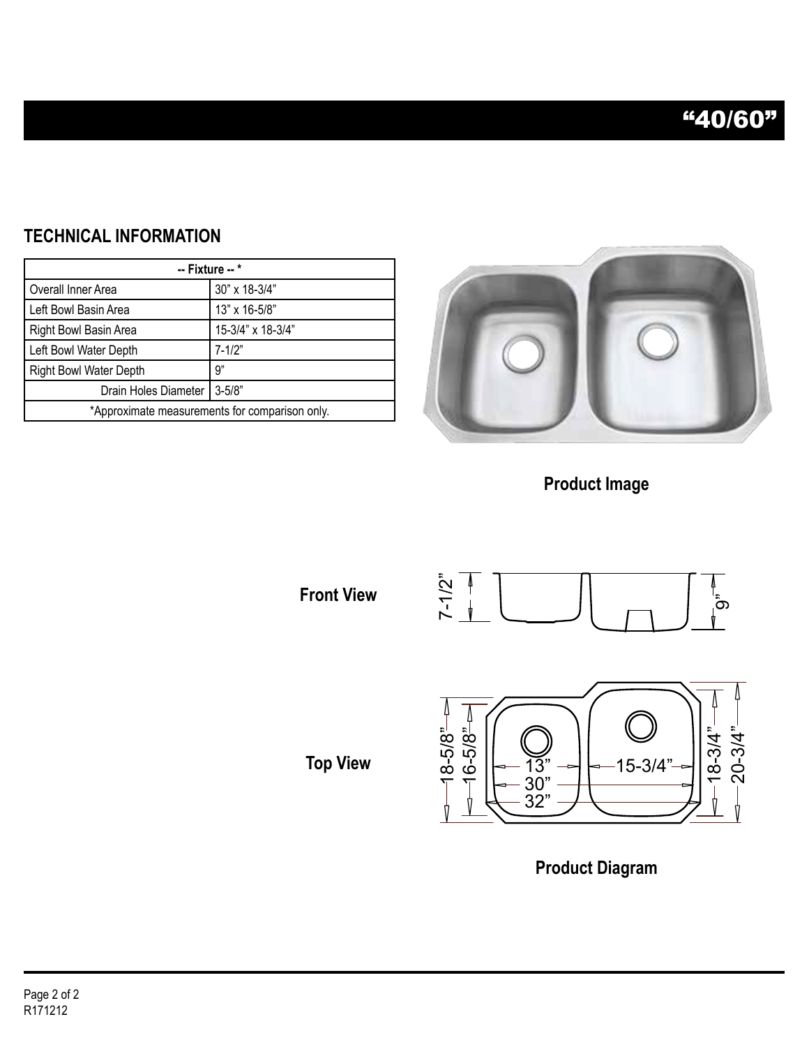# "40/60"

## TECHNICAL INFORMATION

| -- Fixture -- * | |
|---|---|
| Overall Inner Area | 30" x 18-3/4" |
| Left Bowl Basin Area | 13" x 16-5/8" |
| Right Bowl Basin Area | 15-3/4" x 18-3/4" |
| Left Bowl Water Depth | 7-1/2" |
| Right Bowl Water Depth | 9" |
| Drain Holes Diameter | 3-5/8" |
| *Approximate measurements for comparison only. | |

**Product Image**

**Front View**

7-1/2"
9"

**Top View**

18-5/8"
16-5/8"
13"
30"
32"
15-3/4"
18-3/4"
20-3/4"

**Product Diagram**

R171212